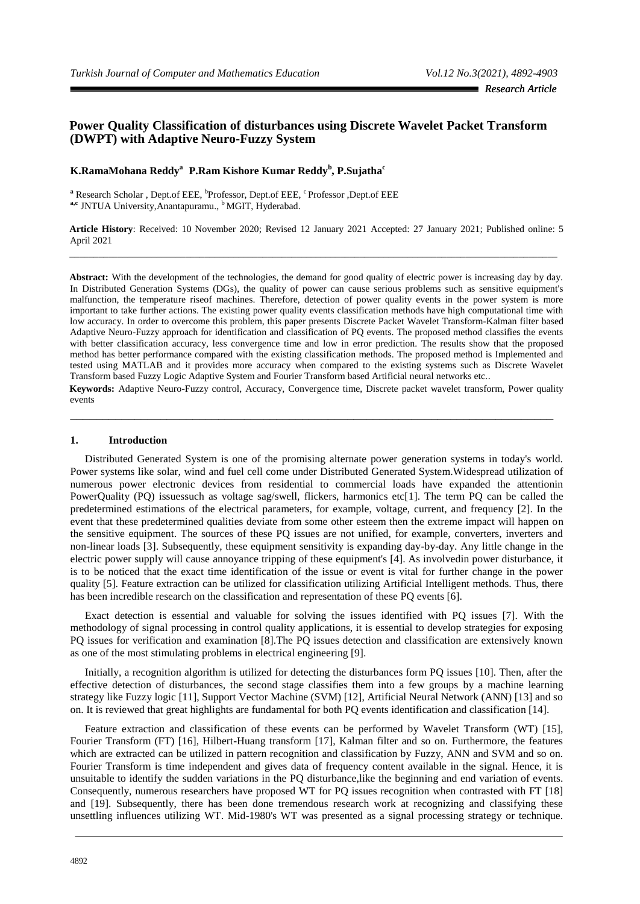*Research Article*

# Power Quality Classification of disturbances using Discrete Wavelet Packet Transform (DWPT) with Adaptive Neuro-Fuzzy System

**K.RamaMohana Reddy[a] P.Ram Kishore Kumar Reddy[b], P.Sujatha[c]**

[a] Research Scholar , Dept.of EEE, [b]Professor, Dept.of EEE, [c] Professor ,Dept.of EEE
[a,c] JNTUA University,Anantapuramu., [b] MGIT, Hyderabad.

**Article History**: Received: 10 November 2020; Revised 12 January 2021 Accepted: 27 January 2021; Published online: 5 April 2021

---

**Abstract:** With the development of the technologies, the demand for good quality of electric power is increasing day by day. In Distributed Generation Systems (DGs), the quality of power can cause serious problems such as sensitive equipment's malfunction, the temperature riseof machines. Therefore, detection of power quality events in the power system is more important to take further actions. The existing power quality events classification methods have high computational time with low accuracy. In order to overcome this problem, this paper presents Discrete Packet Wavelet Transform-Kalman filter based Adaptive Neuro-Fuzzy approach for identification and classification of PQ events. The proposed method classifies the events with better classification accuracy, less convergence time and low in error prediction. The results show that the proposed method has better performance compared with the existing classification methods. The proposed method is Implemented and tested using MATLAB and it provides more accuracy when compared to the existing systems such as Discrete Wavelet Transform based Fuzzy Logic Adaptive System and Fourier Transform based Artificial neural networks etc..

**Keywords:** Adaptive Neuro-Fuzzy control, Accuracy, Convergence time, Discrete packet wavelet transform, Power quality events

---

## 1. Introduction

Distributed Generated System is one of the promising alternate power generation systems in today's world. Power systems like solar, wind and fuel cell come under Distributed Generated System.Widespread utilization of numerous power electronic devices from residential to commercial loads have expanded the attentionin PowerQuality (PQ) issuessuch as voltage sag/swell, flickers, harmonics etc[1]. The term PQ can be called the predetermined estimations of the electrical parameters, for example, voltage, current, and frequency [2]. In the event that these predetermined qualities deviate from some other esteem then the extreme impact will happen on the sensitive equipment. The sources of these PQ issues are not unified, for example, converters, inverters and non-linear loads [3]. Subsequently, these equipment sensitivity is expanding day-by-day. Any little change in the electric power supply will cause annoyance tripping of these equipment's [4]. As involvedin power disturbance, it is to be noticed that the exact time identification of the issue or event is vital for further change in the power quality [5]. Feature extraction can be utilized for classification utilizing Artificial Intelligent methods. Thus, there has been incredible research on the classification and representation of these PQ events [6].

Exact detection is essential and valuable for solving the issues identified with PQ issues [7]. With the methodology of signal processing in control quality applications, it is essential to develop strategies for exposing PQ issues for verification and examination [8].The PQ issues detection and classification are extensively known as one of the most stimulating problems in electrical engineering [9].

Initially, a recognition algorithm is utilized for detecting the disturbances form PQ issues [10]. Then, after the effective detection of disturbances, the second stage classifies them into a few groups by a machine learning strategy like Fuzzy logic [11], Support Vector Machine (SVM) [12], Artificial Neural Network (ANN) [13] and so on. It is reviewed that great highlights are fundamental for both PQ events identification and classification [14].

Feature extraction and classification of these events can be performed by Wavelet Transform (WT) [15], Fourier Transform (FT) [16], Hilbert-Huang transform [17], Kalman filter and so on. Furthermore, the features which are extracted can be utilized in pattern recognition and classification by Fuzzy, ANN and SVM and so on. Fourier Transform is time independent and gives data of frequency content available in the signal. Hence, it is unsuitable to identify the sudden variations in the PQ disturbance,like the beginning and end variation of events. Consequently, numerous researchers have proposed WT for PQ issues recognition when contrasted with FT [18] and [19]. Subsequently, there has been done tremendous research work at recognizing and classifying these unsettling influences utilizing WT. Mid-1980's WT was presented as a signal processing strategy or technique.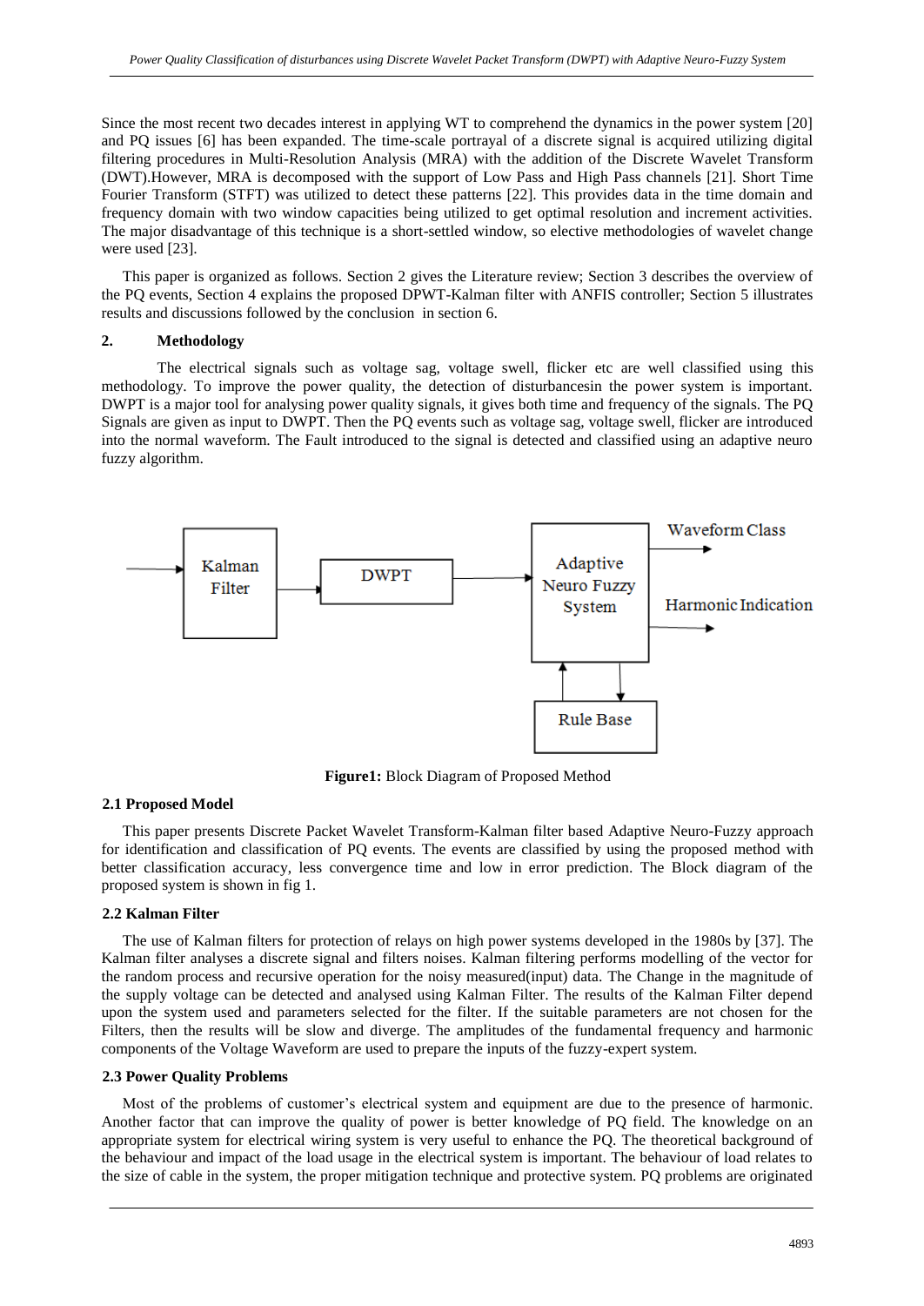Since the most recent two decades interest in applying WT to comprehend the dynamics in the power system [20] and PQ issues [6] has been expanded. The time-scale portrayal of a discrete signal is acquired utilizing digital filtering procedures in Multi-Resolution Analysis (MRA) with the addition of the Discrete Wavelet Transform (DWT).However, MRA is decomposed with the support of Low Pass and High Pass channels [21]. Short Time Fourier Transform (STFT) was utilized to detect these patterns [22]. This provides data in the time domain and frequency domain with two window capacities being utilized to get optimal resolution and increment activities. The major disadvantage of this technique is a short-settled window, so elective methodologies of wavelet change were used [23].

This paper is organized as follows. Section 2 gives the Literature review; Section 3 describes the overview of the PQ events, Section 4 explains the proposed DPWT-Kalman filter with ANFIS controller; Section 5 illustrates results and discussions followed by the conclusion in section 6.

## 2. Methodology

The electrical signals such as voltage sag, voltage swell, flicker etc are well classified using this methodology. To improve the power quality, the detection of disturbancesin the power system is important. DWPT is a major tool for analysing power quality signals, it gives both time and frequency of the signals. The PQ Signals are given as input to DWPT. Then the PQ events such as voltage sag, voltage swell, flicker are introduced into the normal waveform. The Fault introduced to the signal is detected and classified using an adaptive neuro fuzzy algorithm.

**Figure1:** Block Diagram of Proposed Method

### 2.1 Proposed Model

This paper presents Discrete Packet Wavelet Transform-Kalman filter based Adaptive Neuro-Fuzzy approach for identification and classification of PQ events. The events are classified by using the proposed method with better classification accuracy, less convergence time and low in error prediction. The Block diagram of the proposed system is shown in fig 1.

### 2.2 Kalman Filter

The use of Kalman filters for protection of relays on high power systems developed in the 1980s by [37]. The Kalman filter analyses a discrete signal and filters noises. Kalman filtering performs modelling of the vector for the random process and recursive operation for the noisy measured(input) data. The Change in the magnitude of the supply voltage can be detected and analysed using Kalman Filter. The results of the Kalman Filter depend upon the system used and parameters selected for the filter. If the suitable parameters are not chosen for the Filters, then the results will be slow and diverge. The amplitudes of the fundamental frequency and harmonic components of the Voltage Waveform are used to prepare the inputs of the fuzzy-expert system.

### 2.3 Power Quality Problems

Most of the problems of customer's electrical system and equipment are due to the presence of harmonic. Another factor that can improve the quality of power is better knowledge of PQ field. The knowledge on an appropriate system for electrical wiring system is very useful to enhance the PQ. The theoretical background of the behaviour and impact of the load usage in the electrical system is important. The behaviour of load relates to the size of cable in the system, the proper mitigation technique and protective system. PQ problems are originated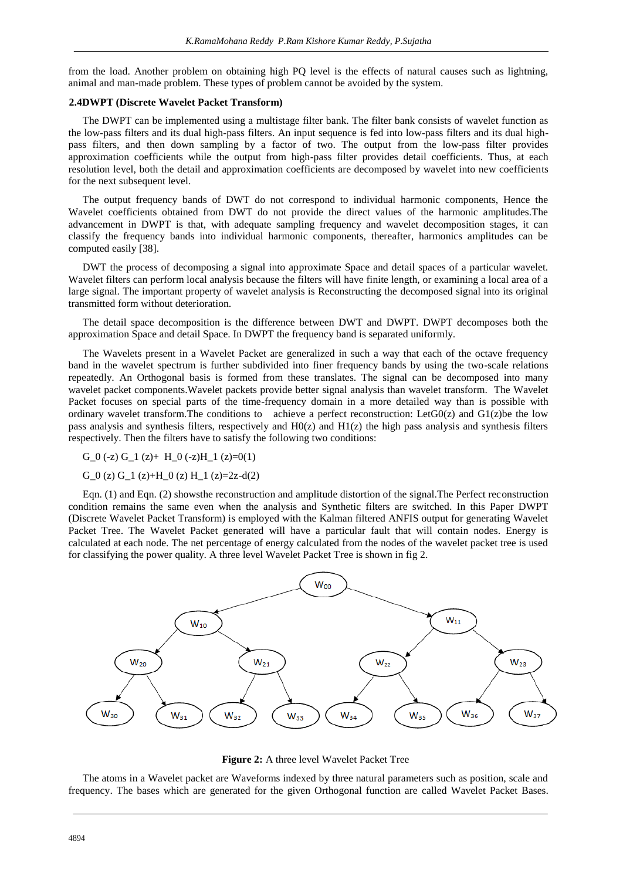from the load. Another problem on obtaining high PQ level is the effects of natural causes such as lightning, animal and man-made problem. These types of problem cannot be avoided by the system.

### 2.4DWPT (Discrete Wavelet Packet Transform)

The DWPT can be implemented using a multistage filter bank. The filter bank consists of wavelet function as the low-pass filters and its dual high-pass filters. An input sequence is fed into low-pass filters and its dual high-pass filters, and then down sampling by a factor of two. The output from the low-pass filter provides approximation coefficients while the output from high-pass filter provides detail coefficients. Thus, at each resolution level, both the detail and approximation coefficients are decomposed by wavelet into new coefficients for the next subsequent level.

The output frequency bands of DWT do not correspond to individual harmonic components, Hence the Wavelet coefficients obtained from DWT do not provide the direct values of the harmonic amplitudes.The advancement in DWPT is that, with adequate sampling frequency and wavelet decomposition stages, it can classify the frequency bands into individual harmonic components, thereafter, harmonics amplitudes can be computed easily [38].

DWT the process of decomposing a signal into approximate Space and detail spaces of a particular wavelet. Wavelet filters can perform local analysis because the filters will have finite length, or examining a local area of a large signal. The important property of wavelet analysis is Reconstructing the decomposed signal into its original transmitted form without deterioration.

The detail space decomposition is the difference between DWT and DWPT. DWPT decomposes both the approximation Space and detail Space. In DWPT the frequency band is separated uniformly.

The Wavelets present in a Wavelet Packet are generalized in such a way that each of the octave frequency band in the wavelet spectrum is further subdivided into finer frequency bands by using the two-scale relations repeatedly. An Orthogonal basis is formed from these translates. The signal can be decomposed into many wavelet packet components.Wavelet packets provide better signal analysis than wavelet transform. The Wavelet Packet focuses on special parts of the time-frequency domain in a more detailed way than is possible with ordinary wavelet transform.The conditions to achieve a perfect reconstruction: Let$G0(z)$ and $G1(z)$be the low pass analysis and synthesis filters, respectively and $H0(z)$ and $H1(z)$ the high pass analysis and synthesis filters respectively. Then the filters have to satisfy the following two conditions:

$$G_0(-z)\,G_1(z) + H_0(-z)H_1(z) = 0 \quad (1)$$

$$G_0(z)\,G_1(z) + H_0(z)\,H_1(z) = 2z\text{-}d \quad (2)$$

Eqn. (1) and Eqn. (2) showsthe reconstruction and amplitude distortion of the signal.The Perfect reconstruction condition remains the same even when the analysis and Synthetic filters are switched. In this Paper DWPT (Discrete Wavelet Packet Transform) is employed with the Kalman filtered ANFIS output for generating Wavelet Packet Tree. The Wavelet Packet generated will have a particular fault that will contain nodes. Energy is calculated at each node. The net percentage of energy calculated from the nodes of the wavelet packet tree is used for classifying the power quality. A three level Wavelet Packet Tree is shown in fig 2.

**Figure 2:** A three level Wavelet Packet Tree

The atoms in a Wavelet packet are Waveforms indexed by three natural parameters such as position, scale and frequency. The bases which are generated for the given Orthogonal function are called Wavelet Packet Bases.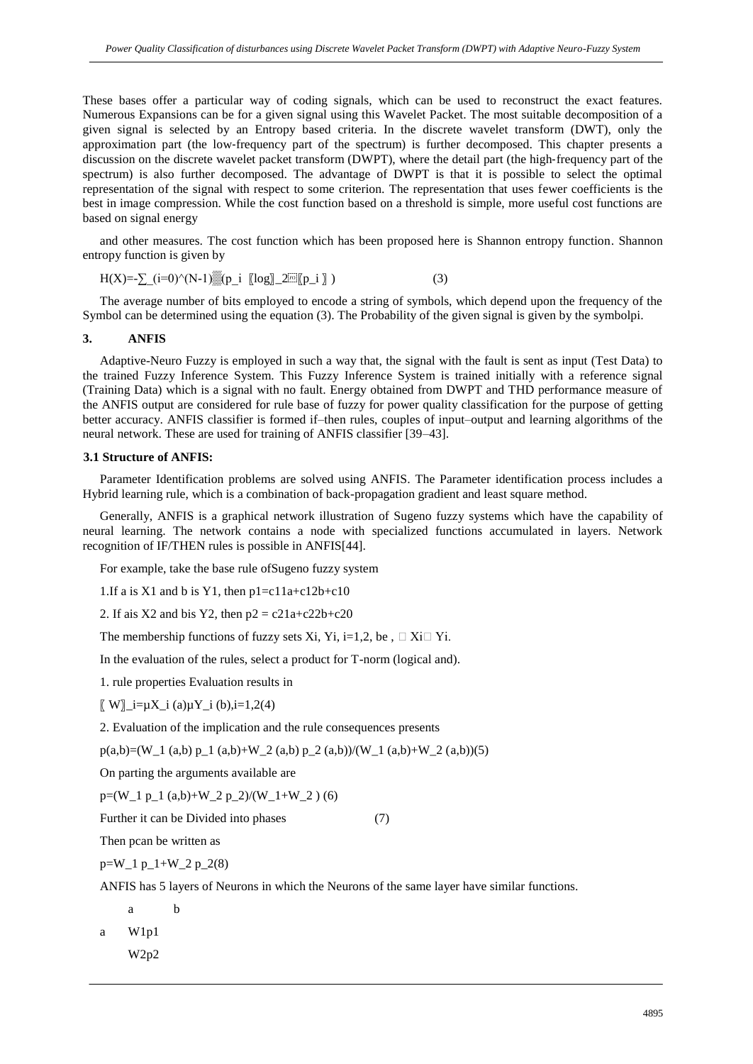These bases offer a particular way of coding signals, which can be used to reconstruct the exact features. Numerous Expansions can be for a given signal using this Wavelet Packet. The most suitable decomposition of a given signal is selected by an Entropy based criteria. In the discrete wavelet transform (DWT), only the approximation part (the low-frequency part of the spectrum) is further decomposed. This chapter presents a discussion on the discrete wavelet packet transform (DWPT), where the detail part (the high-frequency part of the spectrum) is also further decomposed. The advantage of DWPT is that it is possible to select the optimal representation of the signal with respect to some criterion. The representation that uses fewer coefficients is the best in image compression. While the cost function based on a threshold is simple, more useful cost functions are based on signal energy

and other measures. The cost function which has been proposed here is Shannon entropy function. Shannon entropy function is given by

$$H(X)=-\sum_{i=0}^{N-1} p_i \log_2 p_i \qquad (3)$$

The average number of bits employed to encode a string of symbols, which depend upon the frequency of the Symbol can be determined using the equation (3). The Probability of the given signal is given by the symbol$p_i$.

## 3. ANFIS

Adaptive-Neuro Fuzzy is employed in such a way that, the signal with the fault is sent as input (Test Data) to the trained Fuzzy Inference System. This Fuzzy Inference System is trained initially with a reference signal (Training Data) which is a signal with no fault. Energy obtained from DWPT and THD performance measure of the ANFIS output are considered for rule base of fuzzy for power quality classification for the purpose of getting better accuracy. ANFIS classifier is formed if–then rules, couples of input–output and learning algorithms of the neural network. These are used for training of ANFIS classifier [39–43].

### 3.1 Structure of ANFIS:

Parameter Identification problems are solved using ANFIS. The Parameter identification process includes a Hybrid learning rule, which is a combination of back-propagation gradient and least square method.

Generally, ANFIS is a graphical network illustration of Sugeno fuzzy systems which have the capability of neural learning. The network contains a node with specialized functions accumulated in layers. Network recognition of IF/THEN rules is possible in ANFIS[44].

For example, take the base rule ofSugeno fuzzy system

1.If a is X1 and b is Y1, then $p1=c11a+c12b+c10$

2. If ais X2 and bis Y2, then $p2 = c21a+c22b+c20$

The membership functions of fuzzy sets Xi, Yi, i=1,2, be , $\mu$Xi$\mu$ Yi.

In the evaluation of the rules, select a product for T-norm (logical and).

1. rule properties Evaluation results in

$$W_i=\mu X_i(a)\mu Y_i(b), i=1,2 \qquad (4)$$

2. Evaluation of the implication and the rule consequences presents

$$p(a,b)=\frac{W_1(a,b)\,p_1(a,b)+W_2(a,b)\,p_2(a,b)}{W_1(a,b)+W_2(a,b)} \qquad (5)$$

On parting the arguments available are

$$p=\frac{W_1 p_1(a,b)+W_2 p_2}{W_1+W_2} \qquad (6)$$

Further it can be Divided into phases (7)

Then pcan be written as

$$p=W_1 p_1+W_2 p_2 \qquad (8)$$

ANFIS has 5 layers of Neurons in which the Neurons of the same layer have similar functions.

a b

a W1p1

W2p2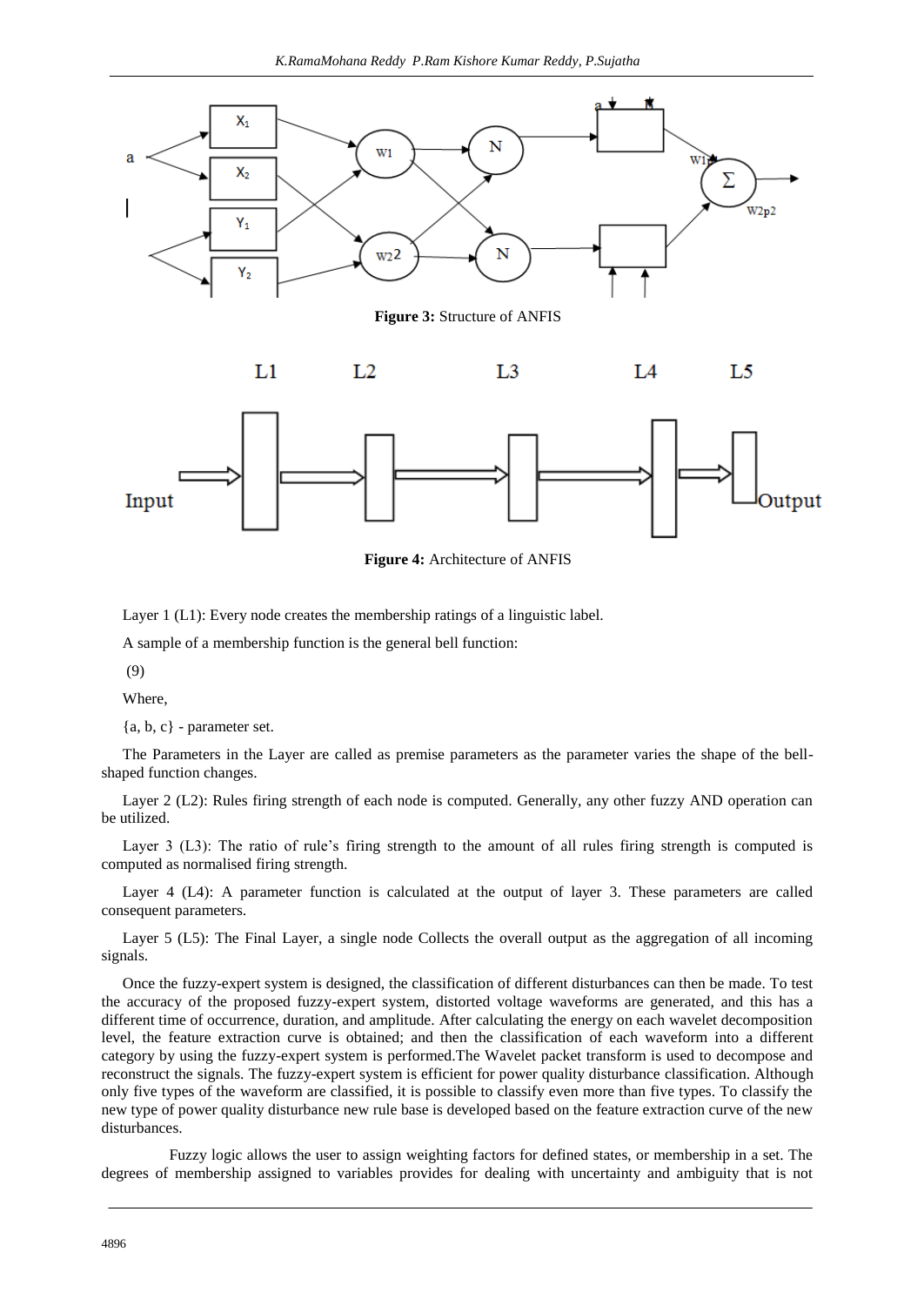**Figure 3:** Structure of ANFIS

**Figure 4:** Architecture of ANFIS

Layer 1 (L1): Every node creates the membership ratings of a linguistic label.

A sample of a membership function is the general bell function:

(9)

Where,

{a, b, c} - parameter set.

The Parameters in the Layer are called as premise parameters as the parameter varies the shape of the bell-shaped function changes.

Layer 2 (L2): Rules firing strength of each node is computed. Generally, any other fuzzy AND operation can be utilized.

Layer 3 (L3): The ratio of rule's firing strength to the amount of all rules firing strength is computed is computed as normalised firing strength.

Layer 4 (L4): A parameter function is calculated at the output of layer 3. These parameters are called consequent parameters.

Layer 5 (L5): The Final Layer, a single node Collects the overall output as the aggregation of all incoming signals.

Once the fuzzy-expert system is designed, the classification of different disturbances can then be made. To test the accuracy of the proposed fuzzy-expert system, distorted voltage waveforms are generated, and this has a different time of occurrence, duration, and amplitude. After calculating the energy on each wavelet decomposition level, the feature extraction curve is obtained; and then the classification of each waveform into a different category by using the fuzzy-expert system is performed.The Wavelet packet transform is used to decompose and reconstruct the signals. The fuzzy-expert system is efficient for power quality disturbance classification. Although only five types of the waveform are classified, it is possible to classify even more than five types. To classify the new type of power quality disturbance new rule base is developed based on the feature extraction curve of the new disturbances.

Fuzzy logic allows the user to assign weighting factors for defined states, or membership in a set. The degrees of membership assigned to variables provides for dealing with uncertainty and ambiguity that is not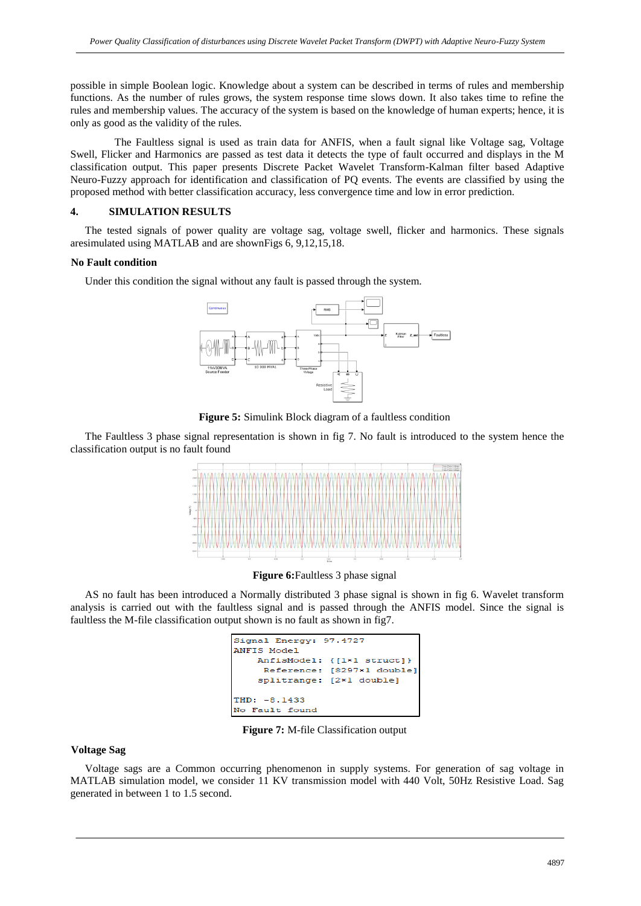possible in simple Boolean logic. Knowledge about a system can be described in terms of rules and membership functions. As the number of rules grows, the system response time slows down. It also takes time to refine the rules and membership values. The accuracy of the system is based on the knowledge of human experts; hence, it is only as good as the validity of the rules.

The Faultless signal is used as train data for ANFIS, when a fault signal like Voltage sag, Voltage Swell, Flicker and Harmonics are passed as test data it detects the type of fault occurred and displays in the M classification output. This paper presents Discrete Packet Wavelet Transform-Kalman filter based Adaptive Neuro-Fuzzy approach for identification and classification of PQ events. The events are classified by using the proposed method with better classification accuracy, less convergence time and low in error prediction.

## 4. SIMULATION RESULTS

The tested signals of power quality are voltage sag, voltage swell, flicker and harmonics. These signals aresimulated using MATLAB and are shownFigs 6, 9,12,15,18.

### No Fault condition

Under this condition the signal without any fault is passed through the system.

**Figure 5:** Simulink Block diagram of a faultless condition

The Faultless 3 phase signal representation is shown in fig 7. No fault is introduced to the system hence the classification output is no fault found

**Figure 6:**Faultless 3 phase signal

AS no fault has been introduced a Normally distributed 3 phase signal is shown in fig 6. Wavelet transform analysis is carried out with the faultless signal and is passed through the ANFIS model. Since the signal is faultless the M-file classification output shown is no fault as shown in fig7.

```
Signal Energy: 97.4727
ANFIS Model
     AnfisModel: {[1×1 struct]}
      Reference: [8297×1 double]
     splitrange: [2×1 double]

THD: -8.1433
No Fault found
```

**Figure 7:** M-file Classification output

### Voltage Sag

Voltage sags are a Common occurring phenomenon in supply systems. For generation of sag voltage in MATLAB simulation model, we consider 11 KV transmission model with 440 Volt, 50Hz Resistive Load. Sag generated in between 1 to 1.5 second.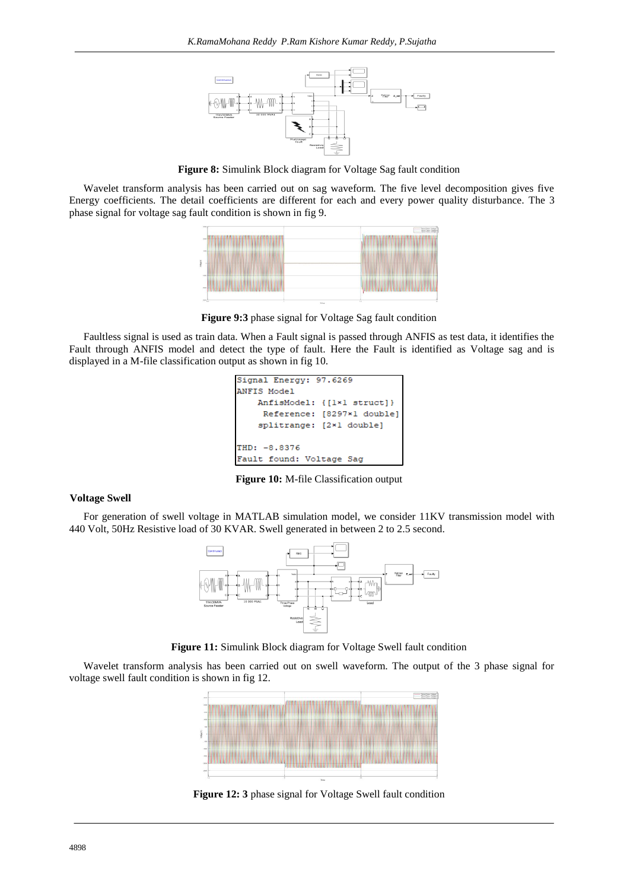**Figure 8:** Simulink Block diagram for Voltage Sag fault condition

Wavelet transform analysis has been carried out on sag waveform. The five level decomposition gives five Energy coefficients. The detail coefficients are different for each and every power quality disturbance. The 3 phase signal for voltage sag fault condition is shown in fig 9.

**Figure 9:3** phase signal for Voltage Sag fault condition

Faultless signal is used as train data. When a Fault signal is passed through ANFIS as test data, it identifies the Fault through ANFIS model and detect the type of fault. Here the Fault is identified as Voltage sag and is displayed in a M-file classification output as shown in fig 10.

```
Signal Energy: 97.6269
ANFIS Model
    AnfisModel: {[1×1 struct]}
     Reference: [8297×1 double]
    splitrange: [2×1 double]

THD: -8.8376
Fault found: Voltage Sag
```

**Figure 10:** M-file Classification output

### Voltage Swell

For generation of swell voltage in MATLAB simulation model, we consider 11KV transmission model with 440 Volt, 50Hz Resistive load of 30 KVAR. Swell generated in between 2 to 2.5 second.

**Figure 11:** Simulink Block diagram for Voltage Swell fault condition

Wavelet transform analysis has been carried out on swell waveform. The output of the 3 phase signal for voltage swell fault condition is shown in fig 12.

**Figure 12: 3** phase signal for Voltage Swell fault condition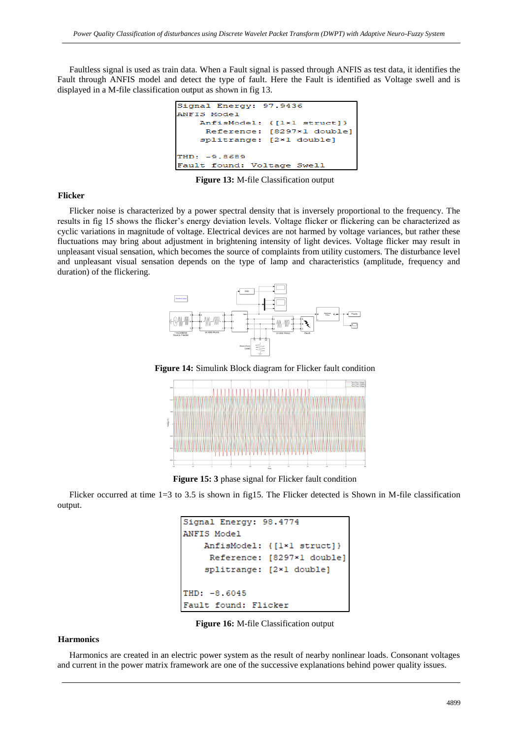Faultless signal is used as train data. When a Fault signal is passed through ANFIS as test data, it identifies the Fault through ANFIS model and detect the type of fault. Here the Fault is identified as Voltage swell and is displayed in a M-file classification output as shown in fig 13.

```
Signal Energy: 97.9436
ANFIS Model
    AnfisModel: {[1×1 struct]}
     Reference: [8297×1 double]
    splitrange: [2×1 double]

THD: -9.8689
Fault found: Voltage Swell
```

**Figure 13:** M-file Classification output

**Flicker**

Flicker noise is characterized by a power spectral density that is inversely proportional to the frequency. The results in fig 15 shows the flicker's energy deviation levels. Voltage flicker or flickering can be characterized as cyclic variations in magnitude of voltage. Electrical devices are not harmed by voltage variances, but rather these fluctuations may bring about adjustment in brightening intensity of light devices. Voltage flicker may result in unpleasant visual sensation, which becomes the source of complaints from utility customers. The disturbance level and unpleasant visual sensation depends on the type of lamp and characteristics (amplitude, frequency and duration) of the flickering.

**Figure 14:** Simulink Block diagram for Flicker fault condition

**Figure 15: 3** phase signal for Flicker fault condition

Flicker occurred at time 1=3 to 3.5 is shown in fig15. The Flicker detected is Shown in M-file classification output.

```
Signal Energy: 98.4774
ANFIS Model
    AnfisModel: {[1×1 struct]}
     Reference: [8297×1 double]
    splitrange: [2×1 double]

THD: -8.6045
Fault found: Flicker
```

**Figure 16:** M-file Classification output

**Harmonics**

Harmonics are created in an electric power system as the result of nearby nonlinear loads. Consonant voltages and current in the power matrix framework are one of the successive explanations behind power quality issues.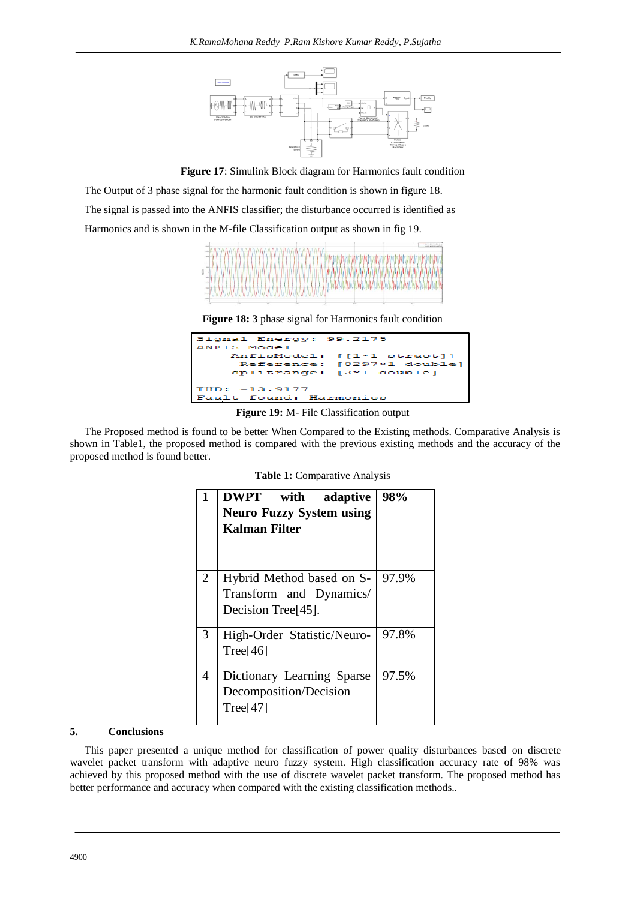**Figure 17**: Simulink Block diagram for Harmonics fault condition

The Output of 3 phase signal for the harmonic fault condition is shown in figure 18.

The signal is passed into the ANFIS classifier; the disturbance occurred is identified as Harmonics and is shown in the M-file Classification output as shown in fig 19.

**Figure 18: 3** phase signal for Harmonics fault condition

```
Signal Energy: 99.2175
ANFIS Model
    AnfisModel: {[1*1 struct]}
     Reference: [8297*1 double]
    splitrange: [2*1 double]

THD: -13.9177
Fault found: Harmonics
```

**Figure 19:** M- File Classification output

The Proposed method is found to be better When Compared to the Existing methods. Comparative Analysis is shown in Table1, the proposed method is compared with the previous existing methods and the accuracy of the proposed method is found better.

**Table 1:** Comparative Analysis

| | | |
|---|---|---|
| **1** | **DWPT with adaptive Neuro Fuzzy System using Kalman Filter** | **98%** |
| 2 | Hybrid Method based on S-Transform and Dynamics/ Decision Tree[45]. | 97.9% |
| 3 | High-Order Statistic/Neuro-Tree[46] | 97.8% |
| 4 | Dictionary Learning Sparse Decomposition/Decision Tree[47] | 97.5% |

## 5. Conclusions

This paper presented a unique method for classification of power quality disturbances based on discrete wavelet packet transform with adaptive neuro fuzzy system. High classification accuracy rate of 98% was achieved by this proposed method with the use of discrete wavelet packet transform. The proposed method has better performance and accuracy when compared with the existing classification methods..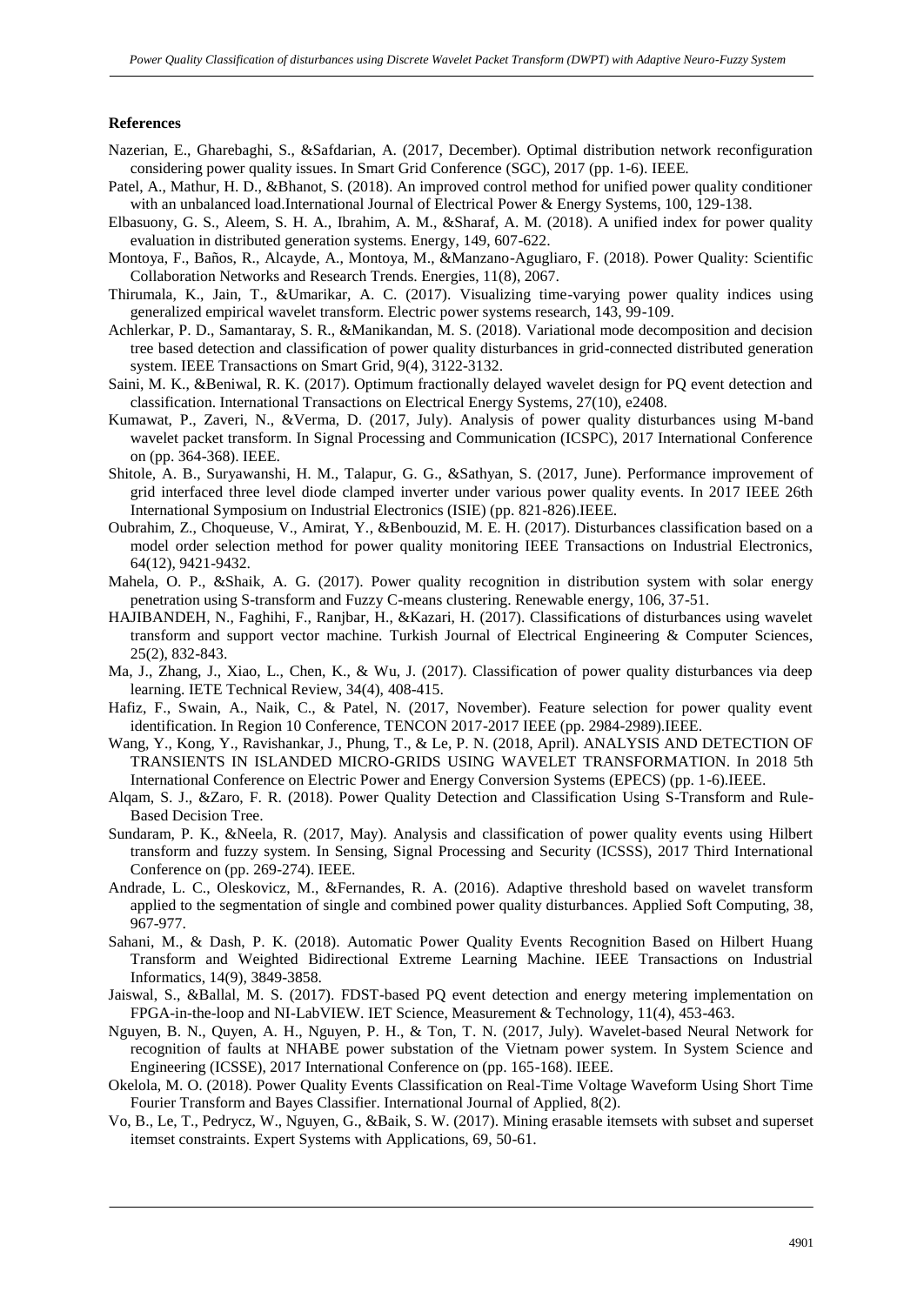**References**

Nazerian, E., Gharebaghi, S., &Safdarian, A. (2017, December). Optimal distribution network reconfiguration considering power quality issues. In Smart Grid Conference (SGC), 2017 (pp. 1-6). IEEE.

Patel, A., Mathur, H. D., &Bhanot, S. (2018). An improved control method for unified power quality conditioner with an unbalanced load.International Journal of Electrical Power & Energy Systems, 100, 129-138.

Elbasuony, G. S., Aleem, S. H. A., Ibrahim, A. M., &Sharaf, A. M. (2018). A unified index for power quality evaluation in distributed generation systems. Energy, 149, 607-622.

Montoya, F., Baños, R., Alcayde, A., Montoya, M., &Manzano-Agugliaro, F. (2018). Power Quality: Scientific Collaboration Networks and Research Trends. Energies, 11(8), 2067.

Thirumala, K., Jain, T., &Umarikar, A. C. (2017). Visualizing time-varying power quality indices using generalized empirical wavelet transform. Electric power systems research, 143, 99-109.

Achlerkar, P. D., Samantaray, S. R., &Manikandan, M. S. (2018). Variational mode decomposition and decision tree based detection and classification of power quality disturbances in grid-connected distributed generation system. IEEE Transactions on Smart Grid, 9(4), 3122-3132.

Saini, M. K., &Beniwal, R. K. (2017). Optimum fractionally delayed wavelet design for PQ event detection and classification. International Transactions on Electrical Energy Systems, 27(10), e2408.

Kumawat, P., Zaveri, N., &Verma, D. (2017, July). Analysis of power quality disturbances using M-band wavelet packet transform. In Signal Processing and Communication (ICSPC), 2017 International Conference on (pp. 364-368). IEEE.

Shitole, A. B., Suryawanshi, H. M., Talapur, G. G., &Sathyan, S. (2017, June). Performance improvement of grid interfaced three level diode clamped inverter under various power quality events. In 2017 IEEE 26th International Symposium on Industrial Electronics (ISIE) (pp. 821-826).IEEE.

Oubrahim, Z., Choqueuse, V., Amirat, Y., &Benbouzid, M. E. H. (2017). Disturbances classification based on a model order selection method for power quality monitoring IEEE Transactions on Industrial Electronics, 64(12), 9421-9432.

Mahela, O. P., &Shaik, A. G. (2017). Power quality recognition in distribution system with solar energy penetration using S-transform and Fuzzy C-means clustering. Renewable energy, 106, 37-51.

HAJIBANDEH, N., Faghihi, F., Ranjbar, H., &Kazari, H. (2017). Classifications of disturbances using wavelet transform and support vector machine. Turkish Journal of Electrical Engineering & Computer Sciences, 25(2), 832-843.

Ma, J., Zhang, J., Xiao, L., Chen, K., & Wu, J. (2017). Classification of power quality disturbances via deep learning. IETE Technical Review, 34(4), 408-415.

Hafiz, F., Swain, A., Naik, C., & Patel, N. (2017, November). Feature selection for power quality event identification. In Region 10 Conference, TENCON 2017-2017 IEEE (pp. 2984-2989).IEEE.

Wang, Y., Kong, Y., Ravishankar, J., Phung, T., & Le, P. N. (2018, April). ANALYSIS AND DETECTION OF TRANSIENTS IN ISLANDED MICRO-GRIDS USING WAVELET TRANSFORMATION. In 2018 5th International Conference on Electric Power and Energy Conversion Systems (EPECS) (pp. 1-6).IEEE.

Alqam, S. J., &Zaro, F. R. (2018). Power Quality Detection and Classification Using S-Transform and Rule-Based Decision Tree.

Sundaram, P. K., &Neela, R. (2017, May). Analysis and classification of power quality events using Hilbert transform and fuzzy system. In Sensing, Signal Processing and Security (ICSSS), 2017 Third International Conference on (pp. 269-274). IEEE.

Andrade, L. C., Oleskovicz, M., &Fernandes, R. A. (2016). Adaptive threshold based on wavelet transform applied to the segmentation of single and combined power quality disturbances. Applied Soft Computing, 38, 967-977.

Sahani, M., & Dash, P. K. (2018). Automatic Power Quality Events Recognition Based on Hilbert Huang Transform and Weighted Bidirectional Extreme Learning Machine. IEEE Transactions on Industrial Informatics, 14(9), 3849-3858.

Jaiswal, S., &Ballal, M. S. (2017). FDST-based PQ event detection and energy metering implementation on FPGA-in-the-loop and NI-LabVIEW. IET Science, Measurement & Technology, 11(4), 453-463.

Nguyen, B. N., Quyen, A. H., Nguyen, P. H., & Ton, T. N. (2017, July). Wavelet-based Neural Network for recognition of faults at NHABE power substation of the Vietnam power system. In System Science and Engineering (ICSSE), 2017 International Conference on (pp. 165-168). IEEE.

Okelola, M. O. (2018). Power Quality Events Classification on Real-Time Voltage Waveform Using Short Time Fourier Transform and Bayes Classifier. International Journal of Applied, 8(2).

Vo, B., Le, T., Pedrycz, W., Nguyen, G., &Baik, S. W. (2017). Mining erasable itemsets with subset and superset itemset constraints. Expert Systems with Applications, 69, 50-61.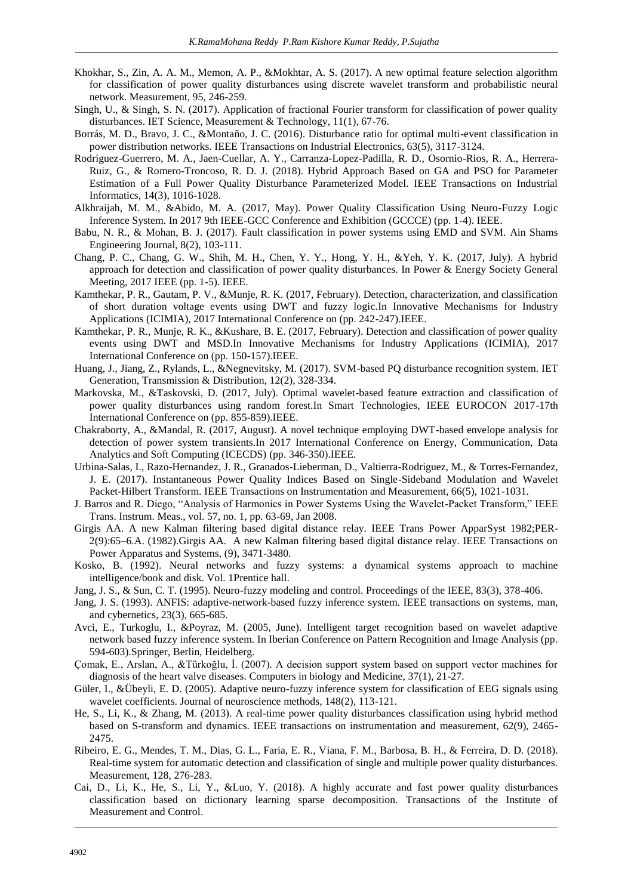Khokhar, S., Zin, A. A. M., Memon, A. P., &Mokhtar, A. S. (2017). A new optimal feature selection algorithm for classification of power quality disturbances using discrete wavelet transform and probabilistic neural network. Measurement, 95, 246-259.

Singh, U., & Singh, S. N. (2017). Application of fractional Fourier transform for classification of power quality disturbances. IET Science, Measurement & Technology, 11(1), 67-76.

Borrás, M. D., Bravo, J. C., &Montaño, J. C. (2016). Disturbance ratio for optimal multi-event classification in power distribution networks. IEEE Transactions on Industrial Electronics, 63(5), 3117-3124.

Rodriguez-Guerrero, M. A., Jaen-Cuellar, A. Y., Carranza-Lopez-Padilla, R. D., Osornio-Rios, R. A., Herrera-Ruiz, G., & Romero-Troncoso, R. D. J. (2018). Hybrid Approach Based on GA and PSO for Parameter Estimation of a Full Power Quality Disturbance Parameterized Model. IEEE Transactions on Industrial Informatics, 14(3), 1016-1028.

Alkhraijah, M. M., &Abido, M. A. (2017, May). Power Quality Classification Using Neuro-Fuzzy Logic Inference System. In 2017 9th IEEE-GCC Conference and Exhibition (GCCCE) (pp. 1-4). IEEE.

Babu, N. R., & Mohan, B. J. (2017). Fault classification in power systems using EMD and SVM. Ain Shams Engineering Journal, 8(2), 103-111.

Chang, P. C., Chang, G. W., Shih, M. H., Chen, Y. Y., Hong, Y. H., &Yeh, Y. K. (2017, July). A hybrid approach for detection and classification of power quality disturbances. In Power & Energy Society General Meeting, 2017 IEEE (pp. 1-5). IEEE.

Kamthekar, P. R., Gautam, P. V., &Munje, R. K. (2017, February). Detection, characterization, and classification of short duration voltage events using DWT and fuzzy logic.In Innovative Mechanisms for Industry Applications (ICIMIA), 2017 International Conference on (pp. 242-247).IEEE.

Kamthekar, P. R., Munje, R. K., &Kushare, B. E. (2017, February). Detection and classification of power quality events using DWT and MSD.In Innovative Mechanisms for Industry Applications (ICIMIA), 2017 International Conference on (pp. 150-157).IEEE.

Huang, J., Jiang, Z., Rylands, L., &Negnevitsky, M. (2017). SVM-based PQ disturbance recognition system. IET Generation, Transmission & Distribution, 12(2), 328-334.

Markovska, M., &Taskovski, D. (2017, July). Optimal wavelet-based feature extraction and classification of power quality disturbances using random forest.In Smart Technologies, IEEE EUROCON 2017-17th International Conference on (pp. 855-859).IEEE.

Chakraborty, A., &Mandal, R. (2017, August). A novel technique employing DWT-based envelope analysis for detection of power system transients.In 2017 International Conference on Energy, Communication, Data Analytics and Soft Computing (ICECDS) (pp. 346-350).IEEE.

Urbina-Salas, I., Razo-Hernandez, J. R., Granados-Lieberman, D., Valtierra-Rodriguez, M., & Torres-Fernandez, J. E. (2017). Instantaneous Power Quality Indices Based on Single-Sideband Modulation and Wavelet Packet-Hilbert Transform. IEEE Transactions on Instrumentation and Measurement, 66(5), 1021-1031.

J. Barros and R. Diego, "Analysis of Harmonics in Power Systems Using the Wavelet-Packet Transform," IEEE Trans. Instrum. Meas., vol. 57, no. 1, pp. 63-69, Jan 2008.

Girgis AA. A new Kalman filtering based digital distance relay. IEEE Trans Power ApparSyst 1982;PER-2(9):65–6.A. (1982).Girgis AA. A new Kalman filtering based digital distance relay. IEEE Transactions on Power Apparatus and Systems, (9), 3471-3480.

Kosko, B. (1992). Neural networks and fuzzy systems: a dynamical systems approach to machine intelligence/book and disk. Vol. 1Prentice hall.

Jang, J. S., & Sun, C. T. (1995). Neuro-fuzzy modeling and control. Proceedings of the IEEE, 83(3), 378-406.

Jang, J. S. (1993). ANFIS: adaptive-network-based fuzzy inference system. IEEE transactions on systems, man, and cybernetics, 23(3), 665-685.

Avci, E., Turkoglu, I., &Poyraz, M. (2005, June). Intelligent target recognition based on wavelet adaptive network based fuzzy inference system. In Iberian Conference on Pattern Recognition and Image Analysis (pp. 594-603).Springer, Berlin, Heidelberg.

Çomak, E., Arslan, A., &Türkoğlu, İ. (2007). A decision support system based on support vector machines for diagnosis of the heart valve diseases. Computers in biology and Medicine, 37(1), 21-27.

Güler, I., &Übeyli, E. D. (2005). Adaptive neuro-fuzzy inference system for classification of EEG signals using wavelet coefficients. Journal of neuroscience methods, 148(2), 113-121.

He, S., Li, K., & Zhang, M. (2013). A real-time power quality disturbances classification using hybrid method based on S-transform and dynamics. IEEE transactions on instrumentation and measurement, 62(9), 2465-2475.

Ribeiro, E. G., Mendes, T. M., Dias, G. L., Faria, E. R., Viana, F. M., Barbosa, B. H., & Ferreira, D. D. (2018). Real-time system for automatic detection and classification of single and multiple power quality disturbances. Measurement, 128, 276-283.

Cai, D., Li, K., He, S., Li, Y., &Luo, Y. (2018). A highly accurate and fast power quality disturbances classification based on dictionary learning sparse decomposition. Transactions of the Institute of Measurement and Control.